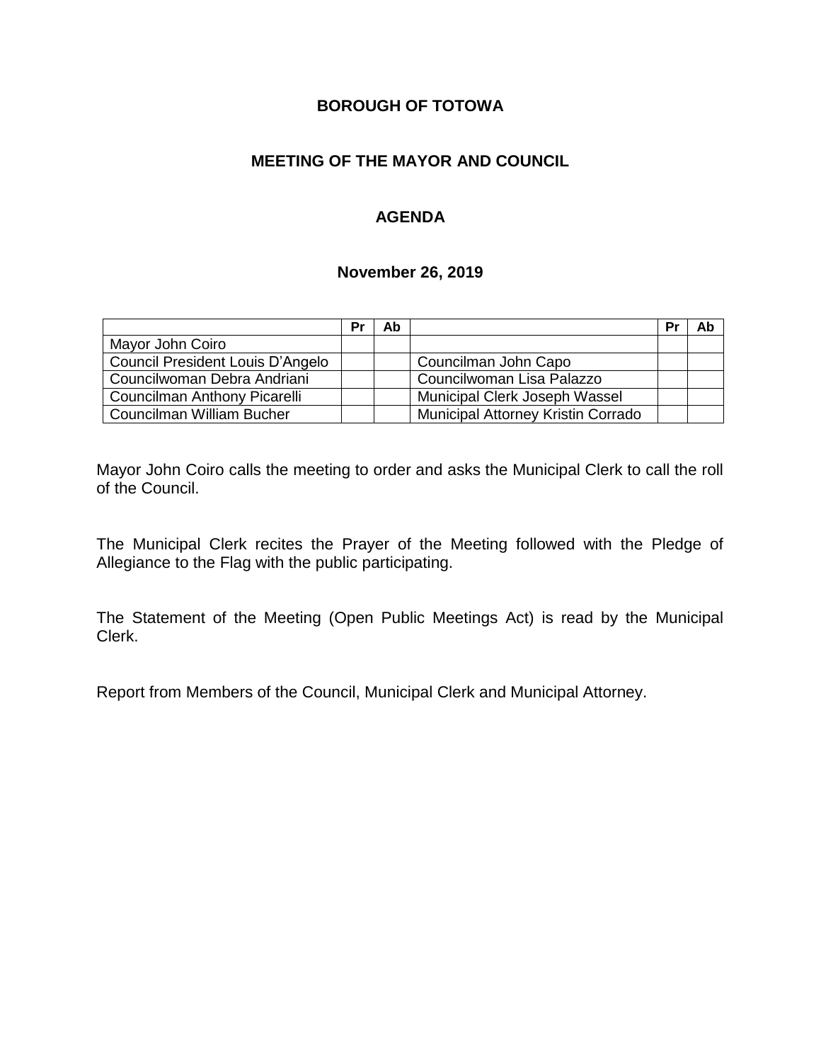**BOROUGH OF TOTOWA**

**MEETING OF THE MAYOR AND COUNCIL**

**AGENDA**

**November 26, 2019**

| | Pr | Ab | | Pr | Ab |
|---|---|---|---|---|---|
| Mayor John Coiro | | | | | |
| Council President Louis D'Angelo | | | Councilman John Capo | | |
| Councilwoman Debra Andriani | | | Councilwoman Lisa Palazzo | | |
| Councilman Anthony Picarelli | | | Municipal Clerk Joseph Wassel | | |
| Councilman William Bucher | | | Municipal Attorney Kristin Corrado | | |

Mayor John Coiro calls the meeting to order and asks the Municipal Clerk to call the roll of the Council.

The Municipal Clerk recites the Prayer of the Meeting followed with the Pledge of Allegiance to the Flag with the public participating.

The Statement of the Meeting (Open Public Meetings Act) is read by the Municipal Clerk.

Report from Members of the Council, Municipal Clerk and Municipal Attorney.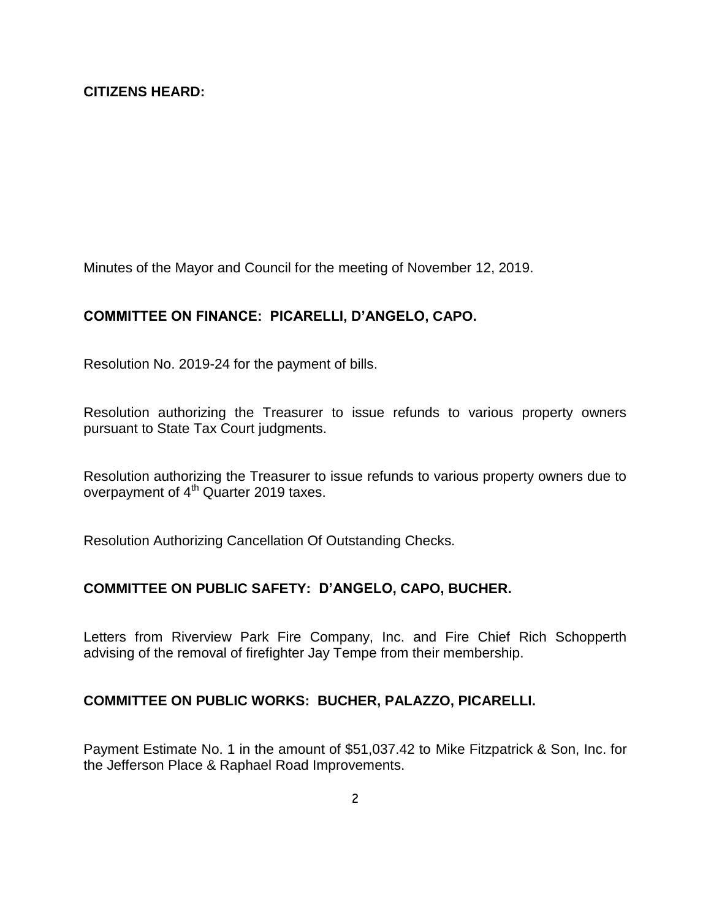**CITIZENS HEARD:**

Minutes of the Mayor and Council for the meeting of November 12, 2019.

**COMMITTEE ON FINANCE: PICARELLI, D'ANGELO, CAPO.**

Resolution No. 2019-24 for the payment of bills.

Resolution authorizing the Treasurer to issue refunds to various property owners pursuant to State Tax Court judgments.

Resolution authorizing the Treasurer to issue refunds to various property owners due to overpayment of 4th Quarter 2019 taxes.

Resolution Authorizing Cancellation Of Outstanding Checks.

**COMMITTEE ON PUBLIC SAFETY: D'ANGELO, CAPO, BUCHER.**

Letters from Riverview Park Fire Company, Inc. and Fire Chief Rich Schopperth advising of the removal of firefighter Jay Tempe from their membership.

**COMMITTEE ON PUBLIC WORKS: BUCHER, PALAZZO, PICARELLI.**

Payment Estimate No. 1 in the amount of $51,037.42 to Mike Fitzpatrick & Son, Inc. for the Jefferson Place & Raphael Road Improvements.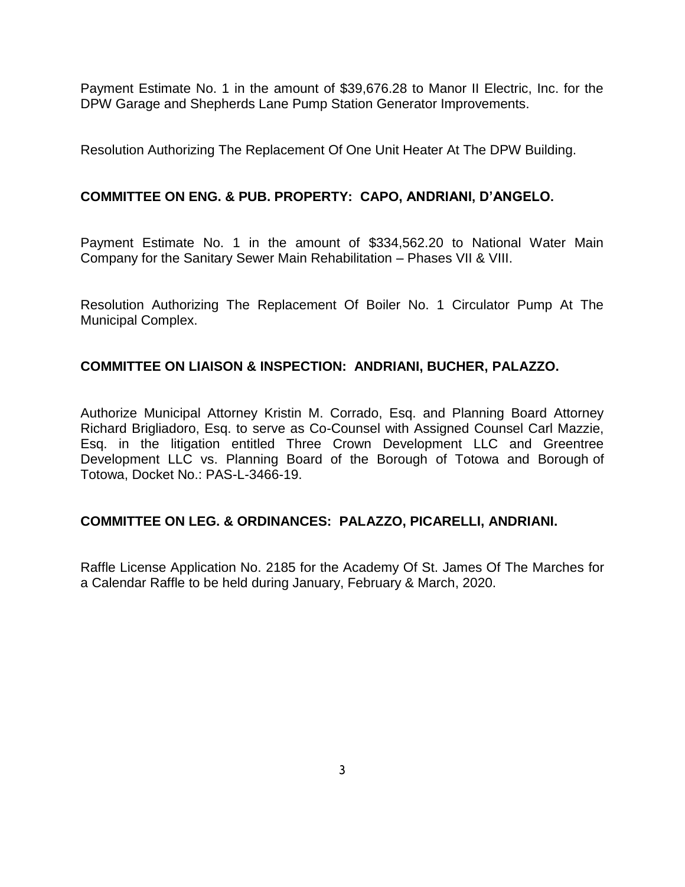Payment Estimate No. 1 in the amount of $39,676.28 to Manor II Electric, Inc. for the DPW Garage and Shepherds Lane Pump Station Generator Improvements.

Resolution Authorizing The Replacement Of One Unit Heater At The DPW Building.

**COMMITTEE ON ENG. & PUB. PROPERTY: CAPO, ANDRIANI, D'ANGELO.**

Payment Estimate No. 1 in the amount of $334,562.20 to National Water Main Company for the Sanitary Sewer Main Rehabilitation – Phases VII & VIII.

Resolution Authorizing The Replacement Of Boiler No. 1 Circulator Pump At The Municipal Complex.

**COMMITTEE ON LIAISON & INSPECTION: ANDRIANI, BUCHER, PALAZZO.**

Authorize Municipal Attorney Kristin M. Corrado, Esq. and Planning Board Attorney Richard Brigliadoro, Esq. to serve as Co-Counsel with Assigned Counsel Carl Mazzie, Esq. in the litigation entitled Three Crown Development LLC and Greentree Development LLC vs. Planning Board of the Borough of Totowa and Borough of Totowa, Docket No.: PAS-L-3466-19.

**COMMITTEE ON LEG. & ORDINANCES: PALAZZO, PICARELLI, ANDRIANI.**

Raffle License Application No. 2185 for the Academy Of St. James Of The Marches for a Calendar Raffle to be held during January, February & March, 2020.